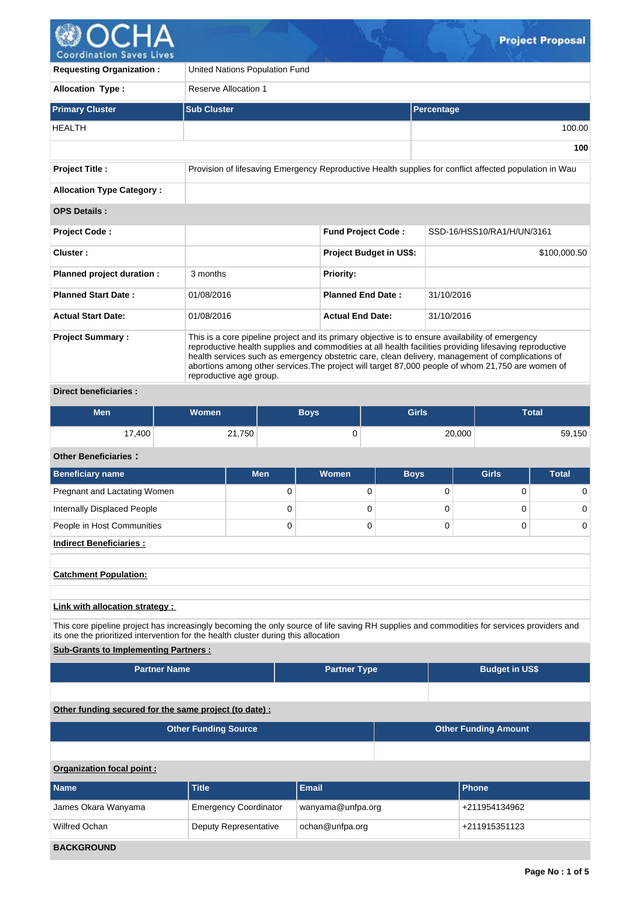# Project Proposal

| | |
|---|---|
| **Requesting Organization :** | United Nations Population Fund |
| **Allocation Type :** | Reserve Allocation 1 |

| Primary Cluster | Sub Cluster | Percentage |
|---|---|---|
| HEALTH | | 100.00 |
| | | **100** |

| | |
|---|---|
| **Project Title :** | Provision of lifesaving Emergency Reproductive Health supplies for conflict affected population in Wau |
| **Allocation Type Category :** | |

**OPS Details :**

| | | | |
|---|---|---|---|
| **Project Code :** | | **Fund Project Code :** | SSD-16/HSS10/RA1/H/UN/3161 |
| **Cluster :** | | **Project Budget in US$:** | $100,000.50 |
| **Planned project duration :** | 3 months | **Priority:** | |
| **Planned Start Date :** | 01/08/2016 | **Planned End Date :** | 31/10/2016 |
| **Actual Start Date:** | 01/08/2016 | **Actual End Date:** | 31/10/2016 |

| | |
|---|---|
| **Project Summary :** | This is a core pipeline project and its primary objective is to ensure availability of emergency reproductive health supplies and commodities at all health facilities providing lifesaving reproductive health services such as emergency obstetric care, clean delivery, management of complications of abortions among other services.The project will target 87,000 people of whom 21,750 are women of reproductive age group. |

**Direct beneficiaries :**

| Men | Women | Boys | Girls | Total |
|---|---|---|---|---|
| 17,400 | 21,750 | 0 | 20,000 | 59,150 |

**Other Beneficiaries :**

| Beneficiary name | Men | Women | Boys | Girls | Total |
|---|---|---|---|---|---|
| Pregnant and Lactating Women | 0 | 0 | 0 | 0 | 0 |
| Internally Displaced People | 0 | 0 | 0 | 0 | 0 |
| People in Host Communities | 0 | 0 | 0 | 0 | 0 |

**Indirect Beneficiaries :**

**Catchment Population:**

**Link with allocation strategy :**

This core pipeline project has increasingly becoming the only source of life saving RH supplies and commodities for services providers and its one the prioritized intervention for the health cluster during this allocation

**Sub-Grants to Implementing Partners :**

| Partner Name | Partner Type | Budget in US$ |
|---|---|---|
| | | |

**Other funding secured for the same project (to date) :**

| Other Funding Source | Other Funding Amount |
|---|---|
| | |

**Organization focal point :**

| Name | Title | Email | Phone |
|---|---|---|---|
| James Okara Wanyama | Emergency Coordinator | wanyama@unfpa.org | +211954134962 |
| Wilfred Ochan | Deputy Representative | ochan@unfpa.org | +211915351123 |

**BACKGROUND**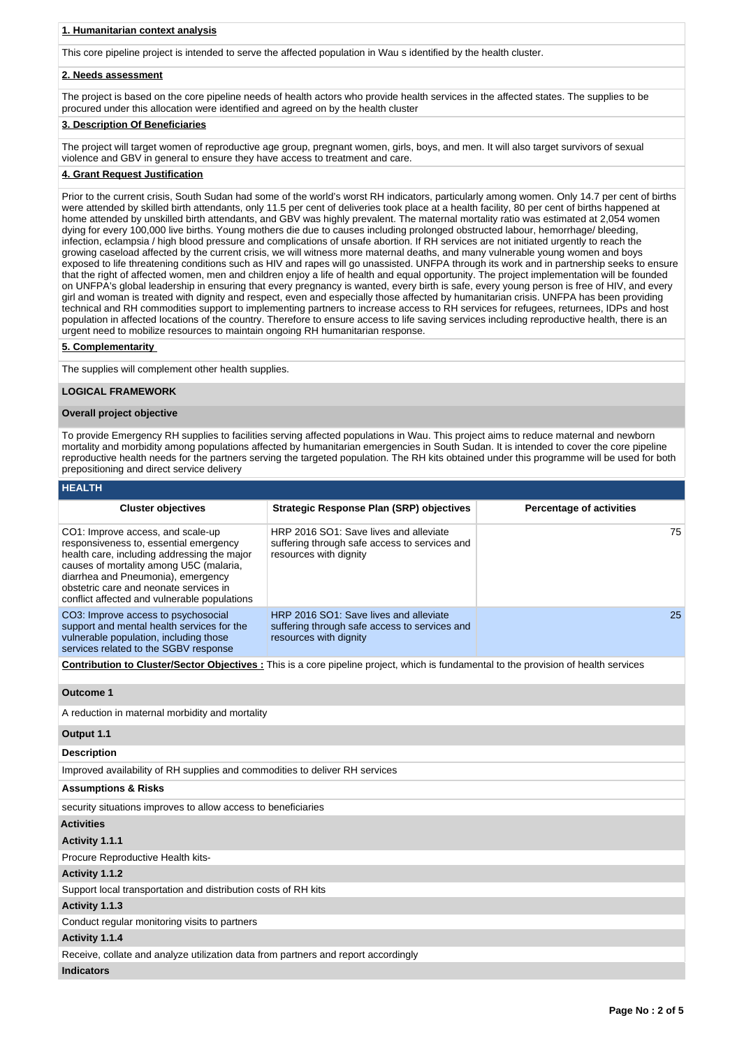**1. Humanitarian context analysis**

This core pipeline project is intended to serve the affected population in Wau s identified by the health cluster.

**2. Needs assessment**

The project is based on the core pipeline needs of health actors who provide health services in the affected states. The supplies to be procured under this allocation were identified and agreed on by the health cluster

**3. Description Of Beneficiaries**

The project will target women of reproductive age group, pregnant women, girls, boys, and men. It will also target survivors of sexual violence and GBV in general to ensure they have access to treatment and care.

**4. Grant Request Justification**

Prior to the current crisis, South Sudan had some of the world's worst RH indicators, particularly among women. Only 14.7 per cent of births were attended by skilled birth attendants, only 11.5 per cent of deliveries took place at a health facility, 80 per cent of births happened at home attended by unskilled birth attendants, and GBV was highly prevalent. The maternal mortality ratio was estimated at 2,054 women dying for every 100,000 live births. Young mothers die due to causes including prolonged obstructed labour, hemorrhage/ bleeding, infection, eclampsia / high blood pressure and complications of unsafe abortion. If RH services are not initiated urgently to reach the growing caseload affected by the current crisis, we will witness more maternal deaths, and many vulnerable young women and boys exposed to life threatening conditions such as HIV and rapes will go unassisted. UNFPA through its work and in partnership seeks to ensure that the right of affected women, men and children enjoy a life of health and equal opportunity. The project implementation will be founded on UNFPA's global leadership in ensuring that every pregnancy is wanted, every birth is safe, every young person is free of HIV, and every girl and woman is treated with dignity and respect, even and especially those affected by humanitarian crisis. UNFPA has been providing technical and RH commodities support to implementing partners to increase access to RH services for refugees, returnees, IDPs and host population in affected locations of the country. Therefore to ensure access to life saving services including reproductive health, there is an urgent need to mobilize resources to maintain ongoing RH humanitarian response.

**5. Complementarity**

The supplies will complement other health supplies.

**LOGICAL FRAMEWORK**

**Overall project objective**

To provide Emergency RH supplies to facilities serving affected populations in Wau. This project aims to reduce maternal and newborn mortality and morbidity among populations affected by humanitarian emergencies in South Sudan. It is intended to cover the core pipeline reproductive health needs for the partners serving the targeted population. The RH kits obtained under this programme will be used for both prepositioning and direct service delivery

**HEALTH**

| Cluster objectives | Strategic Response Plan (SRP) objectives | Percentage of activities |
|---|---|---|
| CO1: Improve access, and scale-up responsiveness to, essential emergency health care, including addressing the major causes of mortality among U5C (malaria, diarrhea and Pneumonia), emergency obstetric care and neonate services in conflict affected and vulnerable populations | HRP 2016 SO1: Save lives and alleviate suffering through safe access to services and resources with dignity | 75 |
| CO3: Improve access to psychosocial support and mental health services for the vulnerable population, including those services related to the SGBV response | HRP 2016 SO1: Save lives and alleviate suffering through safe access to services and resources with dignity | 25 |

**Contribution to Cluster/Sector Objectives :** This is a core pipeline project, which is fundamental to the provision of health services

**Outcome 1**

A reduction in maternal morbidity and mortality

**Output 1.1**

**Description**

Improved availability of RH supplies and commodities to deliver RH services

**Assumptions & Risks**

security situations improves to allow access to beneficiaries

**Activities**

**Activity 1.1.1**

Procure Reproductive Health kits-

**Activity 1.1.2**

Support local transportation and distribution costs of RH kits

**Activity 1.1.3**

Conduct regular monitoring visits to partners

**Activity 1.1.4**

Receive, collate and analyze utilization data from partners and report accordingly

**Indicators**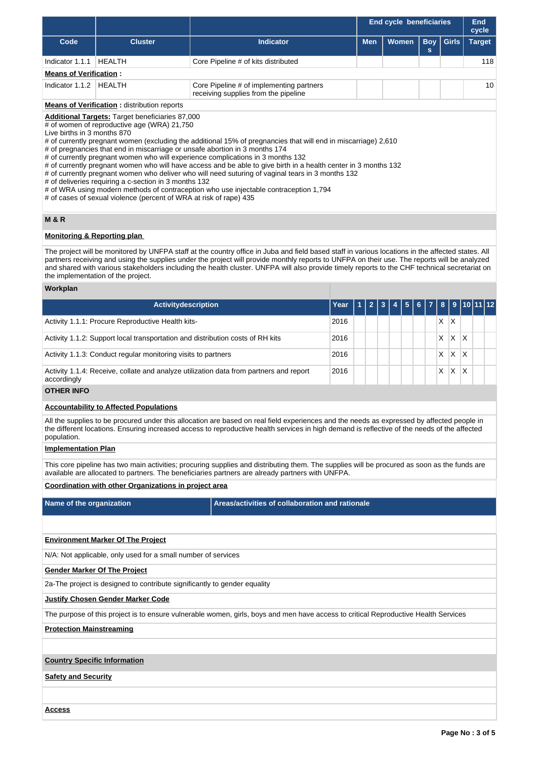| | | | End cycle beneficiaries | | | | End cycle |
|---|---|---|---|---|---|---|---|
| **Code** | **Cluster** | **Indicator** | **Men** | **Women** | **Boys** | **Girls** | **Target** |
| Indicator 1.1.1 | HEALTH | Core Pipeline # of kits distributed | | | | | 118 |

**Means of Verification :**

| Code | Cluster | Indicator | Men | Women | Boys | Girls | Target |
|---|---|---|---|---|---|---|---|
| Indicator 1.1.2 | HEALTH | Core Pipeline # of implementing partners receiving supplies from the pipeline | | | | | 10 |

**Means of Verification :** distribution reports

**Additional Targets:** Target beneficiaries 87,000
# of women of reproductive age (WRA) 21,750
Live births in 3 months 870
# of currently pregnant women (excluding the additional 15% of pregnancies that will end in miscarriage) 2,610
# of pregnancies that end in miscarriage or unsafe abortion in 3 months 174
# of currently pregnant women who will experience complications in 3 months 132
# of currently pregnant women who will have access and be able to give birth in a health center in 3 months 132
# of currently pregnant women who deliver who will need suturing of vaginal tears in 3 months 132
# of deliveries requiring a c-section in 3 months 132
# of WRA using modern methods of contraception who use injectable contraception 1,794
# of cases of sexual violence (percent of WRA at risk of rape) 435

## M & R

**Monitoring & Reporting plan**

The project will be monitored by UNFPA staff at the country office in Juba and field based staff in various locations in the affected states. All partners receiving and using the supplies under the project will provide monthly reports to UNFPA on their use. The reports will be analyzed and shared with various stakeholders including the health cluster. UNFPA will also provide timely reports to the CHF technical secretariat on the implementation of the project.

**Workplan**

| Activitydescription | Year | 1 | 2 | 3 | 4 | 5 | 6 | 7 | 8 | 9 | 10 | 11 | 12 |
|---|---|---|---|---|---|---|---|---|---|---|---|---|---|
| Activity 1.1.1: Procure Reproductive Health kits- | 2016 | | | | | | | | X | X | | | |
| Activity 1.1.2: Support local transportation and distribution costs of RH kits | 2016 | | | | | | | | X | X | X | | |
| Activity 1.1.3: Conduct regular monitoring visits to partners | 2016 | | | | | | | | X | X | X | | |
| Activity 1.1.4: Receive, collate and analyze utilization data from partners and report accordingly | 2016 | | | | | | | | X | X | X | | |

## OTHER INFO

**Accountability to Affected Populations**

All the supplies to be procured under this allocation are based on real field experiences and the needs as expressed by affected people in the different locations. Ensuring increased access to reproductive health services in high demand is reflective of the needs of the affected population.

**Implementation Plan**

This core pipeline has two main activities; procuring supplies and distributing them. The supplies will be procured as soon as the funds are available are allocated to partners. The beneficiaries partners are already partners with UNFPA.

**Coordination with other Organizations in project area**

| Name of the organization | Areas/activities of collaboration and rationale |
|---|---|
| | |

**Environment Marker Of The Project**

N/A: Not applicable, only used for a small number of services

**Gender Marker Of The Project**

2a-The project is designed to contribute significantly to gender equality

**Justify Chosen Gender Marker Code**

The purpose of this project is to ensure vulnerable women, girls, boys and men have access to critical Reproductive Health Services

**Protection Mainstreaming**

**Country Specific Information**

**Safety and Security**

**Access**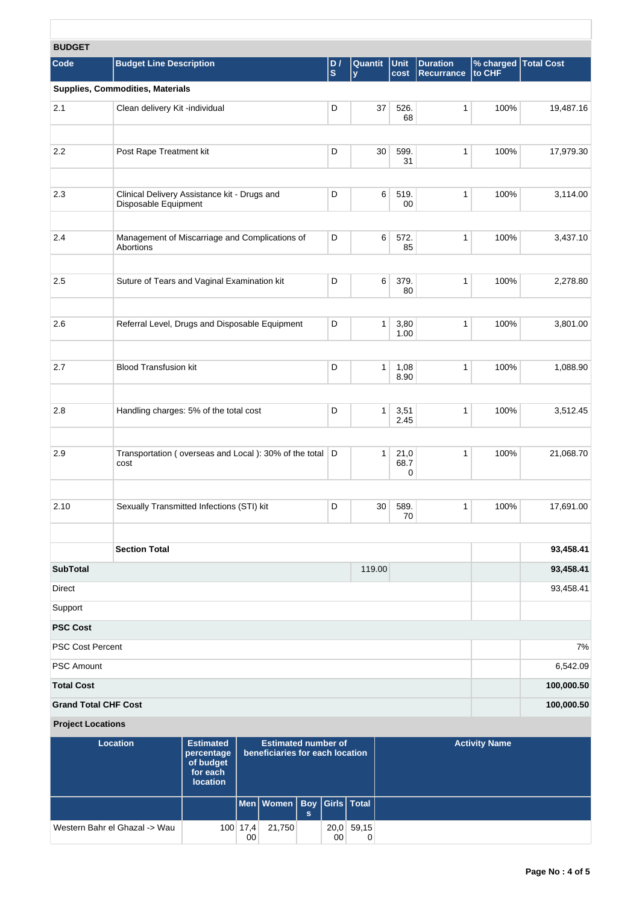## BUDGET

| Code | Budget Line Description | D / S | Quantity | Unit cost | Duration Recurrance | % charged to CHF | Total Cost |
|---|---|---|---|---|---|---|---|
| **Supplies, Commodities, Materials** | | | | | | | |
| 2.1 | Clean delivery Kit -individual | D | 37 | 526.68 | 1 | 100% | 19,487.16 |
| 2.2 | Post Rape Treatment kit | D | 30 | 599.31 | 1 | 100% | 17,979.30 |
| 2.3 | Clinical Delivery Assistance kit - Drugs and Disposable Equipment | D | 6 | 519.00 | 1 | 100% | 3,114.00 |
| 2.4 | Management of Miscarriage and Complications of Abortions | D | 6 | 572.85 | 1 | 100% | 3,437.10 |
| 2.5 | Suture of Tears and Vaginal Examination kit | D | 6 | 379.80 | 1 | 100% | 2,278.80 |
| 2.6 | Referral Level, Drugs and Disposable Equipment | D | 1 | 3,801.00 | 1 | 100% | 3,801.00 |
| 2.7 | Blood Transfusion kit | D | 1 | 1,088.90 | 1 | 100% | 1,088.90 |
| 2.8 | Handling charges: 5% of the total cost | D | 1 | 3,512.45 | 1 | 100% | 3,512.45 |
| 2.9 | Transportation ( overseas and Local ): 30% of the total cost | D | 1 | 21,068.70 | 1 | 100% | 21,068.70 |
| 2.10 | Sexually Transmitted Infections (STI) kit | D | 30 | 589.70 | 1 | 100% | 17,691.00 |
| | **Section Total** | | | | | | **93,458.41** |
| **SubTotal** | | | 119.00 | | | | **93,458.41** |
| Direct | | | | | | | 93,458.41 |
| Support | | | | | | | |
| **PSC Cost** | | | | | | | |
| PSC Cost Percent | | | | | | | 7% |
| PSC Amount | | | | | | | 6,542.09 |
| **Total Cost** | | | | | | | **100,000.50** |
| **Grand Total CHF Cost** | | | | | | | **100,000.50** |

## Project Locations

| Location | Estimated percentage of budget for each location | Estimated number of beneficiaries for each location | | | | | Activity Name |
|---|---|---|---|---|---|---|---|
| | | Men | Women | Boys | Girls | Total | |
| Western Bahr el Ghazal -> Wau | 100 | 17,400 | 21,750 | | 20,000 | 59,150 | |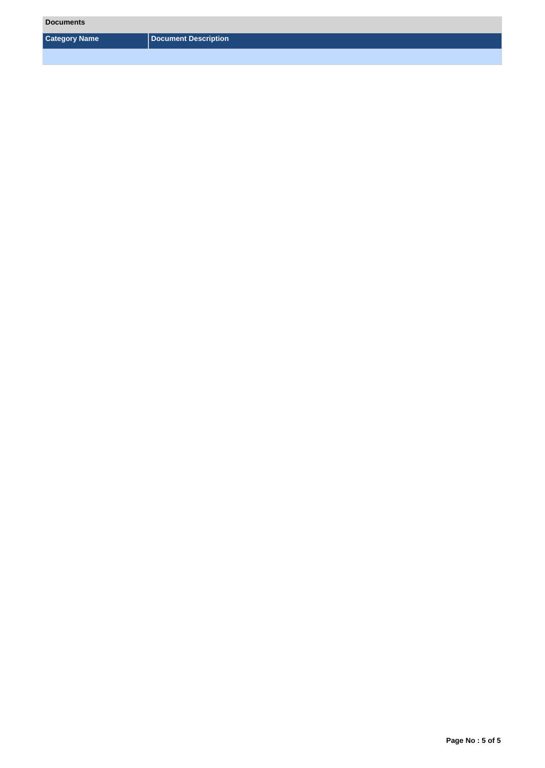| Documents | |
|---|---|
| **Category Name** | **Document Description** |
| | |